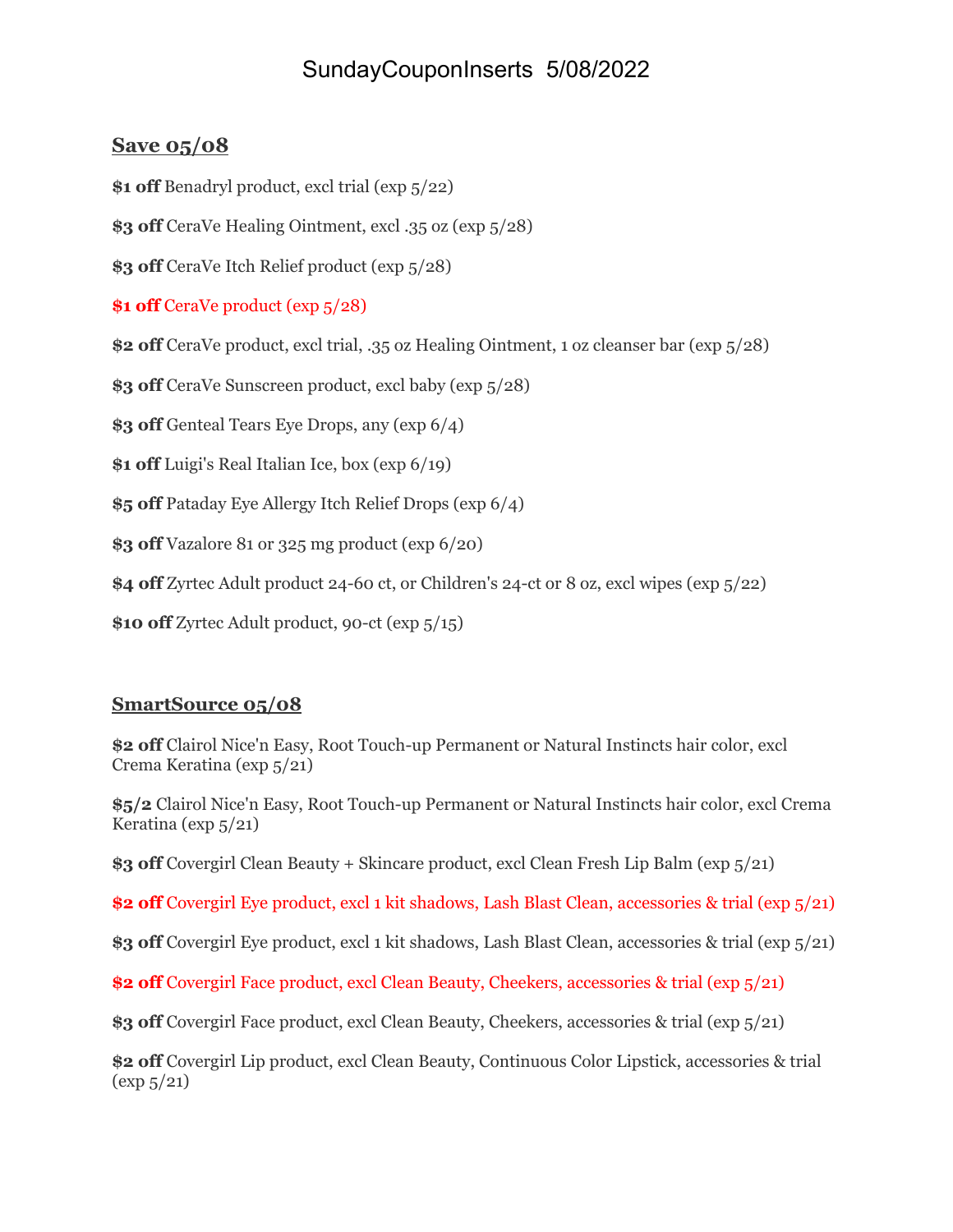# SundayCouponInserts 5/08/2022

## Save 05/08

**$1 off** Benadryl product, excl trial (exp 5/22)

**$3 off** CeraVe Healing Ointment, excl .35 oz (exp 5/28)

**$3 off** CeraVe Itch Relief product (exp 5/28)

**$1 off** CeraVe product (exp 5/28)

**$2 off** CeraVe product, excl trial, .35 oz Healing Ointment, 1 oz cleanser bar (exp 5/28)

**$3 off** CeraVe Sunscreen product, excl baby (exp 5/28)

**$3 off** Genteal Tears Eye Drops, any (exp 6/4)

**$1 off** Luigi's Real Italian Ice, box (exp 6/19)

**$5 off** Pataday Eye Allergy Itch Relief Drops (exp 6/4)

**$3 off** Vazalore 81 or 325 mg product (exp 6/20)

**$4 off** Zyrtec Adult product 24-60 ct, or Children's 24-ct or 8 oz, excl wipes (exp 5/22)

**$10 off** Zyrtec Adult product, 90-ct (exp 5/15)

## SmartSource 05/08

**$2 off** Clairol Nice'n Easy, Root Touch-up Permanent or Natural Instincts hair color, excl Crema Keratina (exp 5/21)

**$5/2** Clairol Nice'n Easy, Root Touch-up Permanent or Natural Instincts hair color, excl Crema Keratina (exp 5/21)

**$3 off** Covergirl Clean Beauty + Skincare product, excl Clean Fresh Lip Balm (exp 5/21)

**$2 off** Covergirl Eye product, excl 1 kit shadows, Lash Blast Clean, accessories & trial (exp 5/21)

**$3 off** Covergirl Eye product, excl 1 kit shadows, Lash Blast Clean, accessories & trial (exp 5/21)

**$2 off** Covergirl Face product, excl Clean Beauty, Cheekers, accessories & trial (exp 5/21)

**$3 off** Covergirl Face product, excl Clean Beauty, Cheekers, accessories & trial (exp 5/21)

**$2 off** Covergirl Lip product, excl Clean Beauty, Continuous Color Lipstick, accessories & trial (exp 5/21)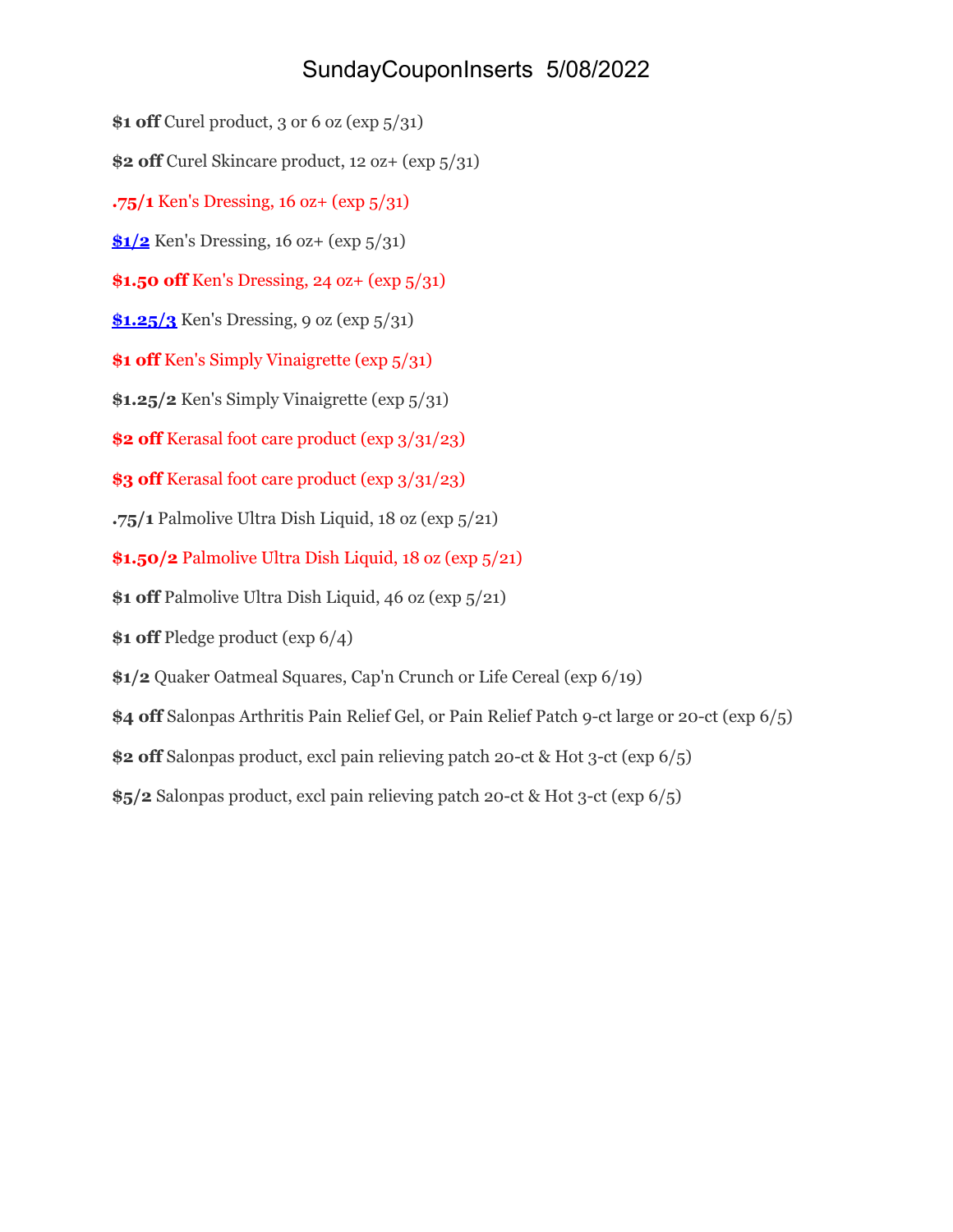# SundayCouponInserts 5/08/2022

**$1 off** Curel product, 3 or 6 oz (exp 5/31)

**$2 off** Curel Skincare product, 12 oz+ (exp 5/31)

**.75/1** Ken's Dressing, 16 oz+ (exp 5/31)

**$1/2** Ken's Dressing, 16 oz+ (exp 5/31)

**$1.50 off** Ken's Dressing, 24 oz+ (exp 5/31)

**$1.25/3** Ken's Dressing, 9 oz (exp 5/31)

**$1 off** Ken's Simply Vinaigrette (exp 5/31)

**$1.25/2** Ken's Simply Vinaigrette (exp 5/31)

**$2 off** Kerasal foot care product (exp 3/31/23)

**$3 off** Kerasal foot care product (exp 3/31/23)

**.75/1** Palmolive Ultra Dish Liquid, 18 oz (exp 5/21)

**$1.50/2** Palmolive Ultra Dish Liquid, 18 oz (exp 5/21)

**$1 off** Palmolive Ultra Dish Liquid, 46 oz (exp 5/21)

**$1 off** Pledge product (exp 6/4)

**$1/2** Quaker Oatmeal Squares, Cap'n Crunch or Life Cereal (exp 6/19)

**$4 off** Salonpas Arthritis Pain Relief Gel, or Pain Relief Patch 9-ct large or 20-ct (exp 6/5)

**$2 off** Salonpas product, excl pain relieving patch 20-ct & Hot 3-ct (exp 6/5)

**$5/2** Salonpas product, excl pain relieving patch 20-ct & Hot 3-ct (exp 6/5)